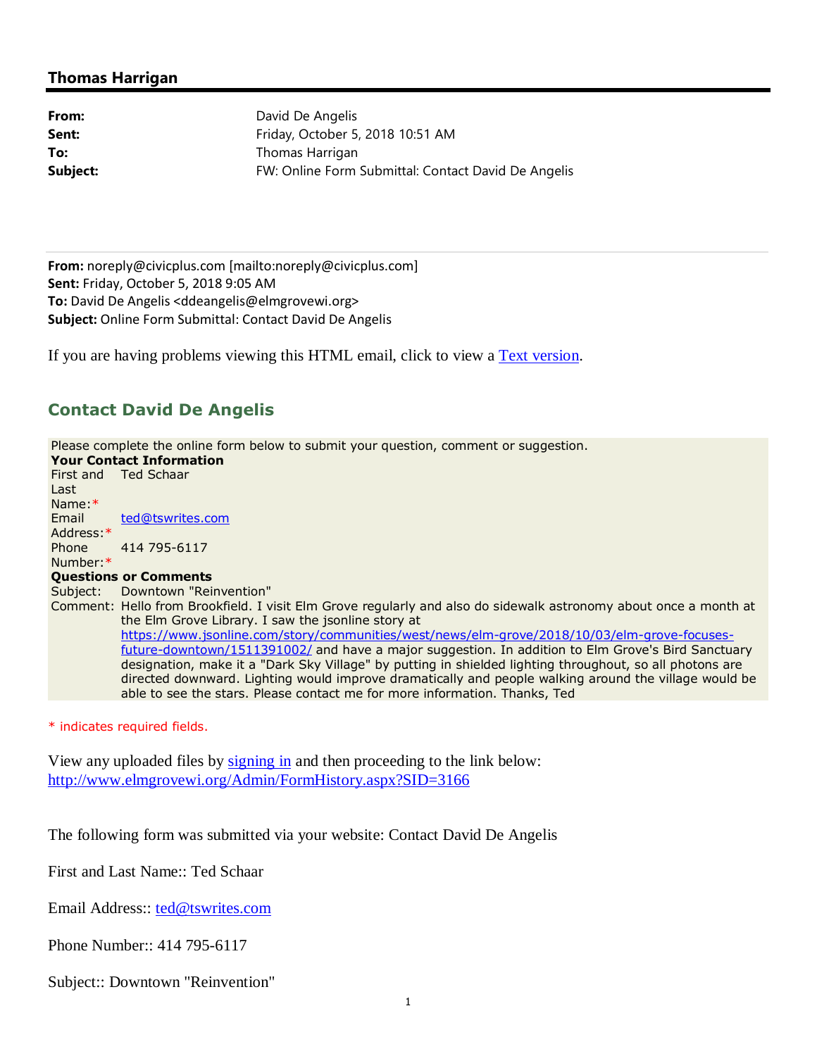## Thomas Harrigan

**From:** David De Angelis
**Sent:** Friday, October 5, 2018 10:51 AM
**To:** Thomas Harrigan
**Subject:** FW: Online Form Submittal: Contact David De Angelis

---

**From:** noreply@civicplus.com [mailto:noreply@civicplus.com]
**Sent:** Friday, October 5, 2018 9:05 AM
**To:** David De Angelis <ddeangelis@elmgrovewi.org>
**Subject:** Online Form Submittal: Contact David De Angelis

If you are having problems viewing this HTML email, click to view a Text version.

### Contact David De Angelis

Please complete the online form below to submit your question, comment or suggestion.

**Your Contact Information**

| | |
|---|---|
| First and Last Name:* | Ted Schaar |
| Email Address:* | ted@tswrites.com |
| Phone Number:* | 414 795-6117 |

**Questions or Comments**

| | |
|---|---|
| Subject: | Downtown "Reinvention" |
| Comment: | Hello from Brookfield. I visit Elm Grove regularly and also do sidewalk astronomy about once a month at the Elm Grove Library. I saw the jsonline story at https://www.jsonline.com/story/communities/west/news/elm-grove/2018/10/03/elm-grove-focuses-future-downtown/1511391002/ and have a major suggestion. In addition to Elm Grove's Bird Sanctuary designation, make it a "Dark Sky Village" by putting in shielded lighting throughout, so all photons are directed downward. Lighting would improve dramatically and people walking around the village would be able to see the stars. Please contact me for more information. Thanks, Ted |

\* indicates required fields.

View any uploaded files by signing in and then proceeding to the link below:
http://www.elmgrovewi.org/Admin/FormHistory.aspx?SID=3166

The following form was submitted via your website: Contact David De Angelis

First and Last Name:: Ted Schaar

Email Address:: ted@tswrites.com

Phone Number:: 414 795-6117

Subject:: Downtown "Reinvention"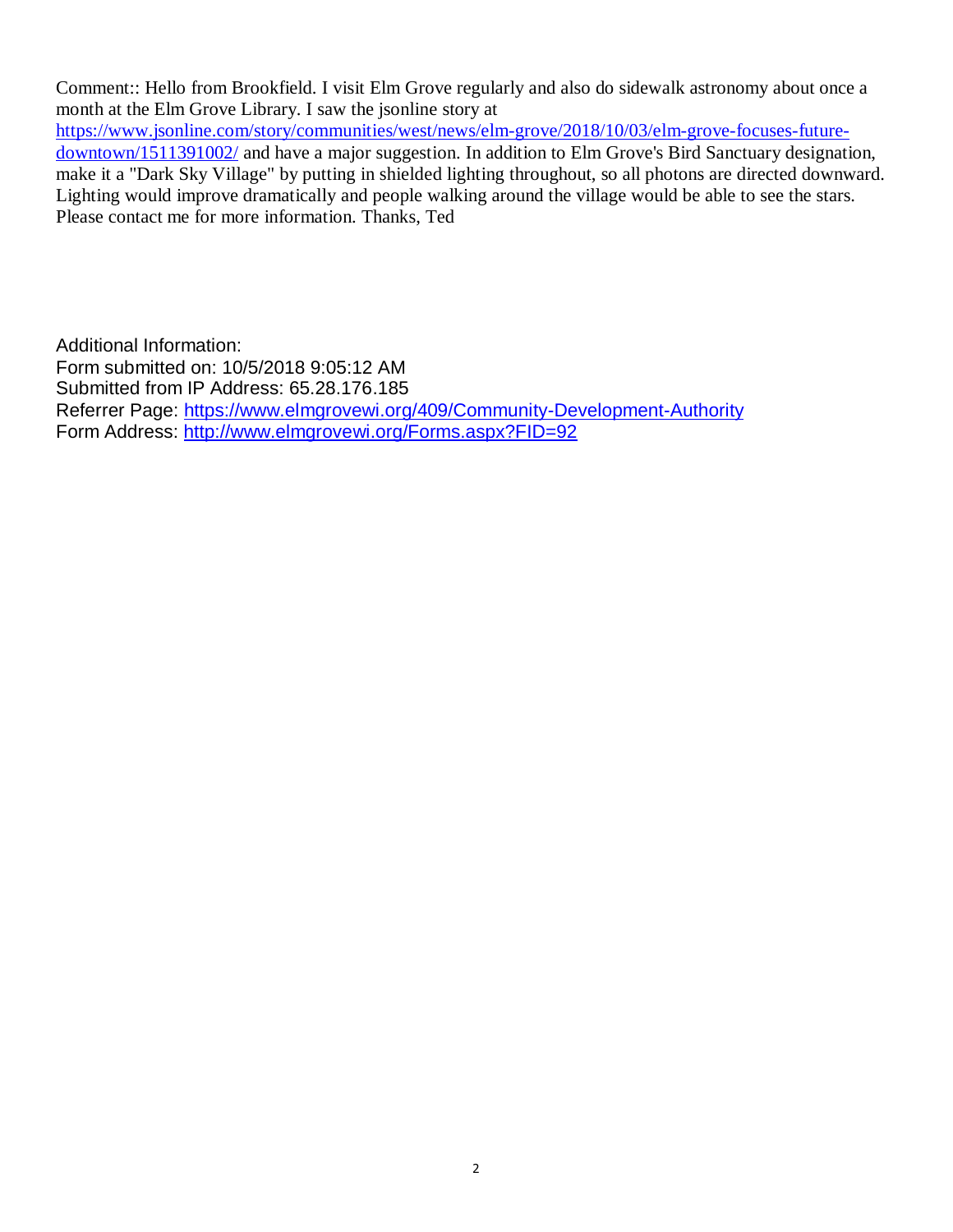Comment:: Hello from Brookfield. I visit Elm Grove regularly and also do sidewalk astronomy about once a month at the Elm Grove Library. I saw the jsonline story at https://www.jsonline.com/story/communities/west/news/elm-grove/2018/10/03/elm-grove-focuses-future-downtown/1511391002/ and have a major suggestion. In addition to Elm Grove's Bird Sanctuary designation, make it a "Dark Sky Village" by putting in shielded lighting throughout, so all photons are directed downward. Lighting would improve dramatically and people walking around the village would be able to see the stars. Please contact me for more information. Thanks, Ted

Additional Information:
Form submitted on: 10/5/2018 9:05:12 AM
Submitted from IP Address: 65.28.176.185
Referrer Page: https://www.elmgrovewi.org/409/Community-Development-Authority
Form Address: http://www.elmgrovewi.org/Forms.aspx?FID=92